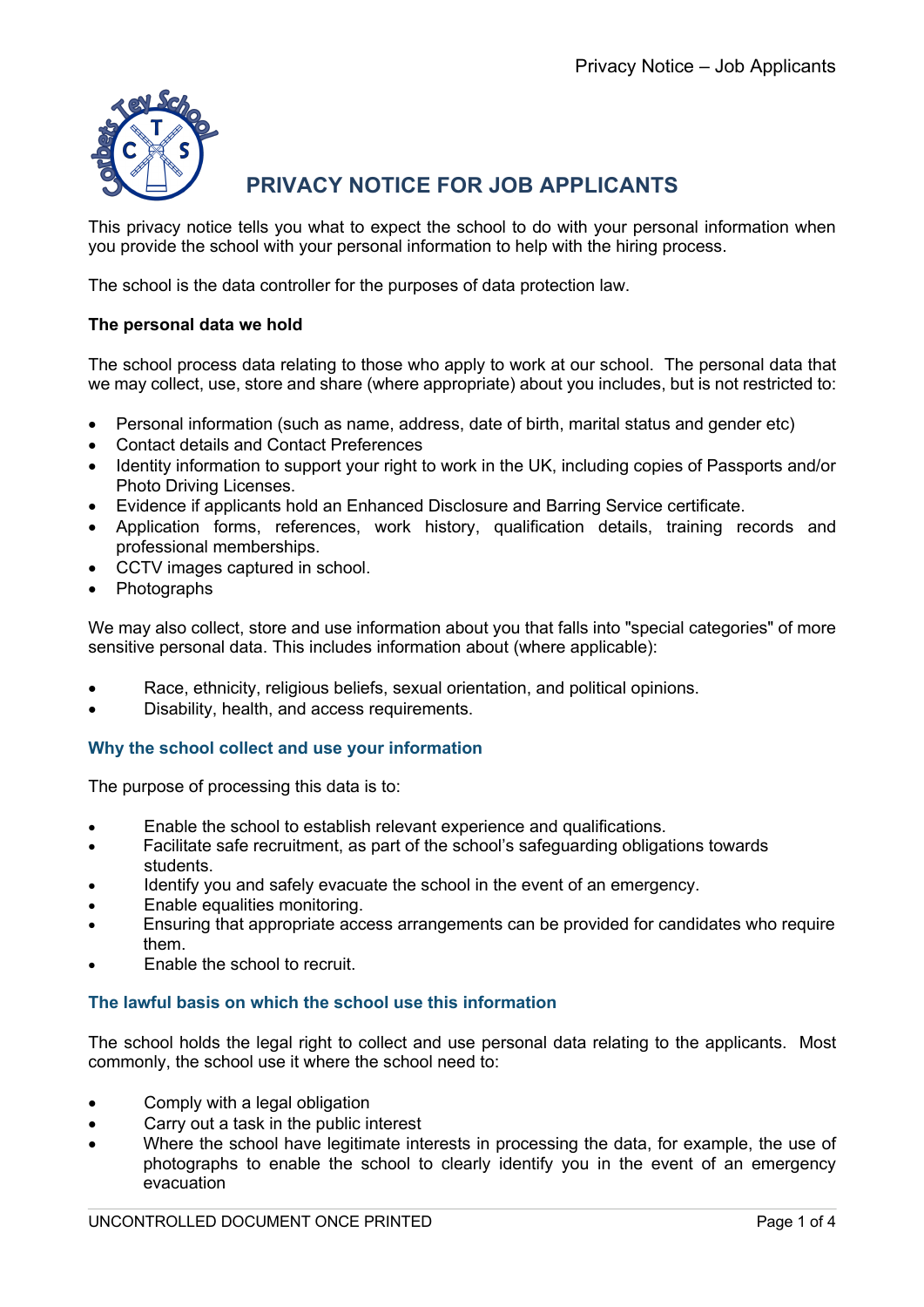# PRIVACY NOTICE FOR JOB APPLICANTS

This privacy notice tells you what to expect the school to do with your personal information when you provide the school with your personal information to help with the hiring process.

The school is the data controller for the purposes of data protection law.

**The personal data we hold**

The school process data relating to those who apply to work at our school. The personal data that we may collect, use, store and share (where appropriate) about you includes, but is not restricted to:

- Personal information (such as name, address, date of birth, marital status and gender etc)
- Contact details and Contact Preferences
- Identity information to support your right to work in the UK, including copies of Passports and/or Photo Driving Licenses.
- Evidence if applicants hold an Enhanced Disclosure and Barring Service certificate.
- Application forms, references, work history, qualification details, training records and professional memberships.
- CCTV images captured in school.
- Photographs

We may also collect, store and use information about you that falls into "special categories" of more sensitive personal data. This includes information about (where applicable):

- Race, ethnicity, religious beliefs, sexual orientation, and political opinions.
- Disability, health, and access requirements.

## Why the school collect and use your information

The purpose of processing this data is to:

- Enable the school to establish relevant experience and qualifications.
- Facilitate safe recruitment, as part of the school's safeguarding obligations towards students.
- Identify you and safely evacuate the school in the event of an emergency.
- Enable equalities monitoring.
- Ensuring that appropriate access arrangements can be provided for candidates who require them.
- Enable the school to recruit.

## The lawful basis on which the school use this information

The school holds the legal right to collect and use personal data relating to the applicants. Most commonly, the school use it where the school need to:

- Comply with a legal obligation
- Carry out a task in the public interest
- Where the school have legitimate interests in processing the data, for example, the use of photographs to enable the school to clearly identify you in the event of an emergency evacuation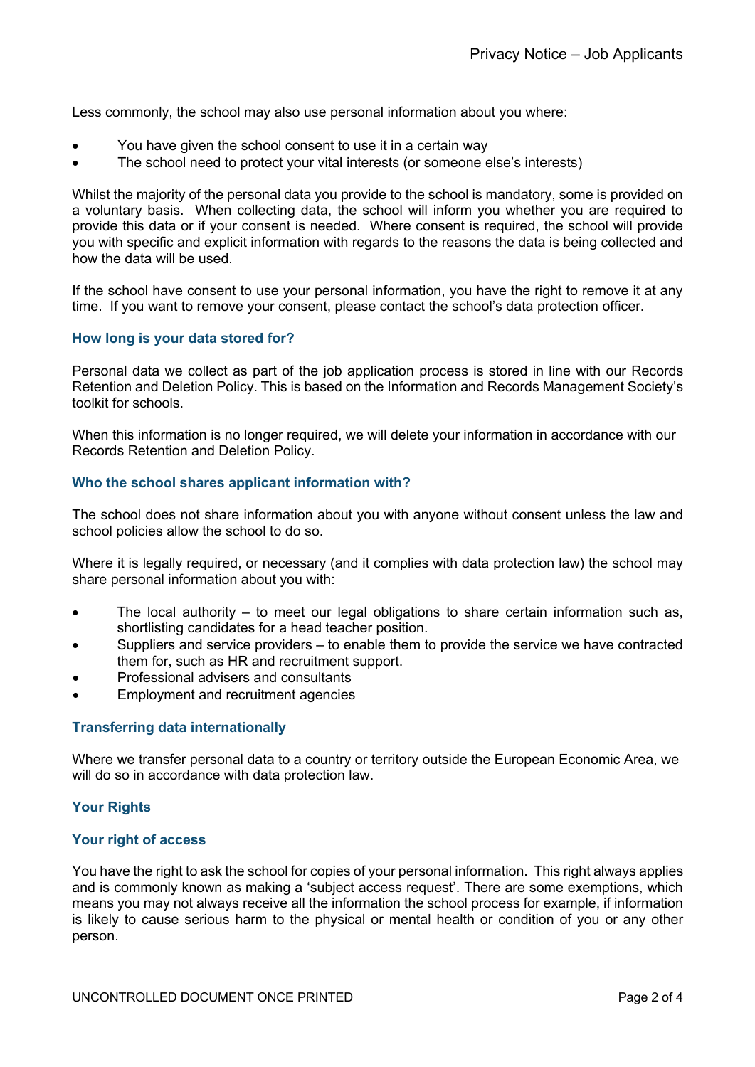Less commonly, the school may also use personal information about you where:

- You have given the school consent to use it in a certain way
- The school need to protect your vital interests (or someone else's interests)

Whilst the majority of the personal data you provide to the school is mandatory, some is provided on a voluntary basis. When collecting data, the school will inform you whether you are required to provide this data or if your consent is needed. Where consent is required, the school will provide you with specific and explicit information with regards to the reasons the data is being collected and how the data will be used.

If the school have consent to use your personal information, you have the right to remove it at any time. If you want to remove your consent, please contact the school's data protection officer.

### How long is your data stored for?

Personal data we collect as part of the job application process is stored in line with our Records Retention and Deletion Policy. This is based on the Information and Records Management Society's toolkit for schools.

When this information is no longer required, we will delete your information in accordance with our Records Retention and Deletion Policy.

### Who the school shares applicant information with?

The school does not share information about you with anyone without consent unless the law and school policies allow the school to do so.

Where it is legally required, or necessary (and it complies with data protection law) the school may share personal information about you with:

- The local authority – to meet our legal obligations to share certain information such as, shortlisting candidates for a head teacher position.
- Suppliers and service providers – to enable them to provide the service we have contracted them for, such as HR and recruitment support.
- Professional advisers and consultants
- Employment and recruitment agencies

### Transferring data internationally

Where we transfer personal data to a country or territory outside the European Economic Area, we will do so in accordance with data protection law.

### Your Rights

### Your right of access

You have the right to ask the school for copies of your personal information. This right always applies and is commonly known as making a 'subject access request'. There are some exemptions, which means you may not always receive all the information the school process for example, if information is likely to cause serious harm to the physical or mental health or condition of you or any other person.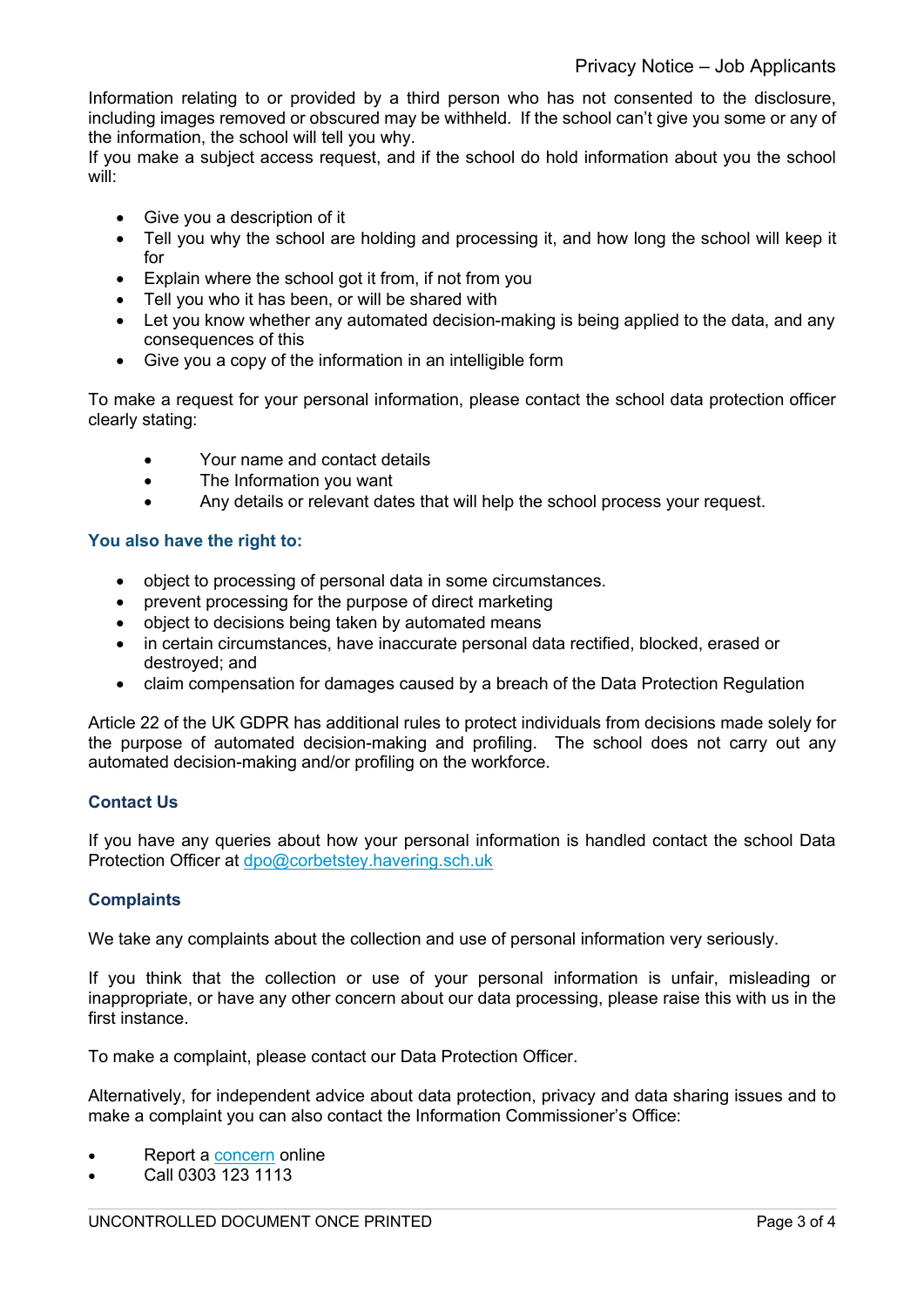Information relating to or provided by a third person who has not consented to the disclosure, including images removed or obscured may be withheld. If the school can't give you some or any of the information, the school will tell you why.

If you make a subject access request, and if the school do hold information about you the school will:

- Give you a description of it
- Tell you why the school are holding and processing it, and how long the school will keep it for
- Explain where the school got it from, if not from you
- Tell you who it has been, or will be shared with
- Let you know whether any automated decision-making is being applied to the data, and any consequences of this
- Give you a copy of the information in an intelligible form

To make a request for your personal information, please contact the school data protection officer clearly stating:

- Your name and contact details
- The Information you want
- Any details or relevant dates that will help the school process your request.

### You also have the right to:

- object to processing of personal data in some circumstances.
- prevent processing for the purpose of direct marketing
- object to decisions being taken by automated means
- in certain circumstances, have inaccurate personal data rectified, blocked, erased or destroyed; and
- claim compensation for damages caused by a breach of the Data Protection Regulation

Article 22 of the UK GDPR has additional rules to protect individuals from decisions made solely for the purpose of automated decision-making and profiling. The school does not carry out any automated decision-making and/or profiling on the workforce.

### Contact Us

If you have any queries about how your personal information is handled contact the school Data Protection Officer at dpo@corbetstey.havering.sch.uk

### Complaints

We take any complaints about the collection and use of personal information very seriously.

If you think that the collection or use of your personal information is unfair, misleading or inappropriate, or have any other concern about our data processing, please raise this with us in the first instance.

To make a complaint, please contact our Data Protection Officer.

Alternatively, for independent advice about data protection, privacy and data sharing issues and to make a complaint you can also contact the Information Commissioner's Office:

- Report a concern online
- Call 0303 123 1113

UNCONTROLLED DOCUMENT ONCE PRINTED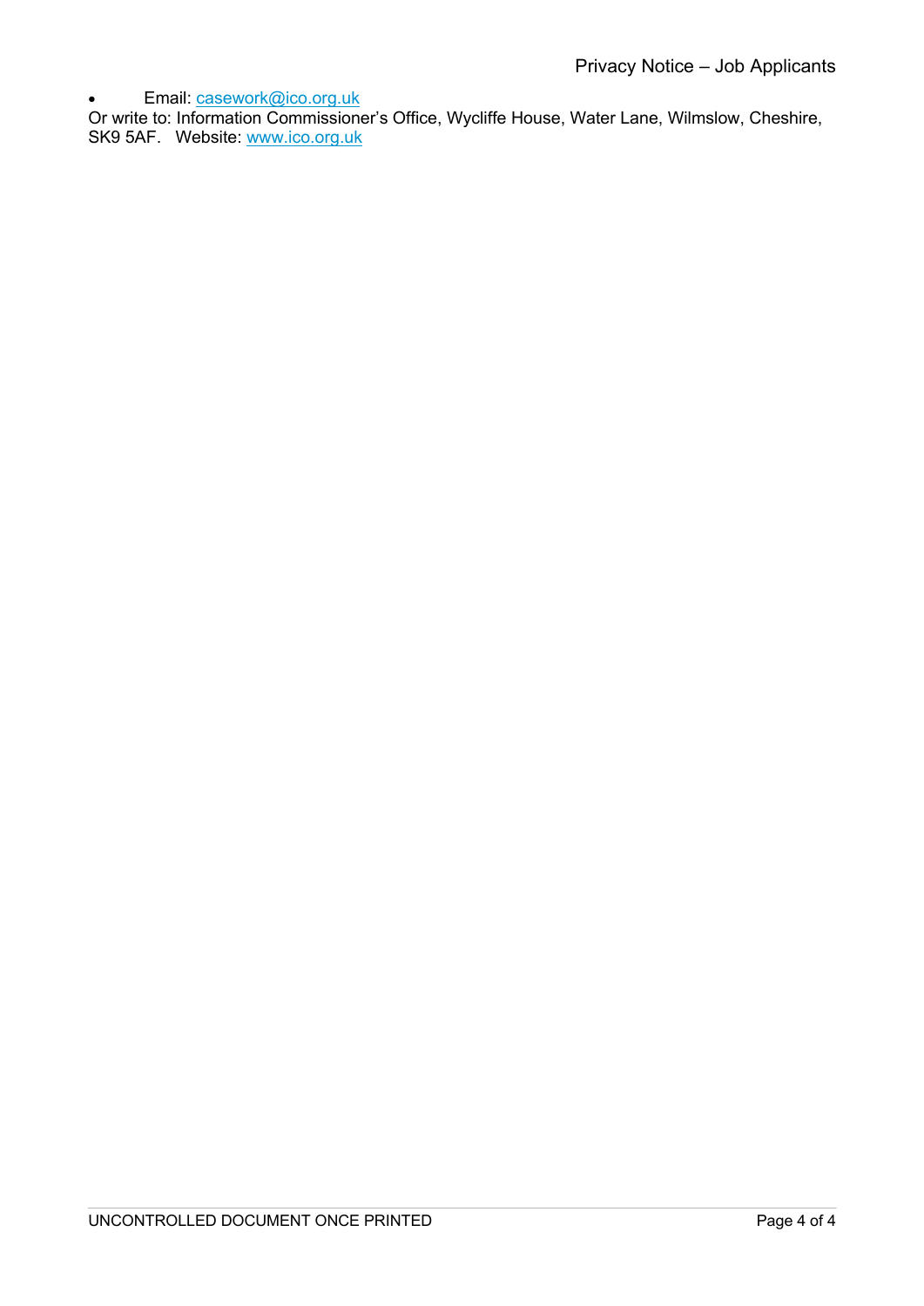- Email: casework@ico.org.uk

Or write to: Information Commissioner's Office, Wycliffe House, Water Lane, Wilmslow, Cheshire, SK9 5AF. Website: www.ico.org.uk